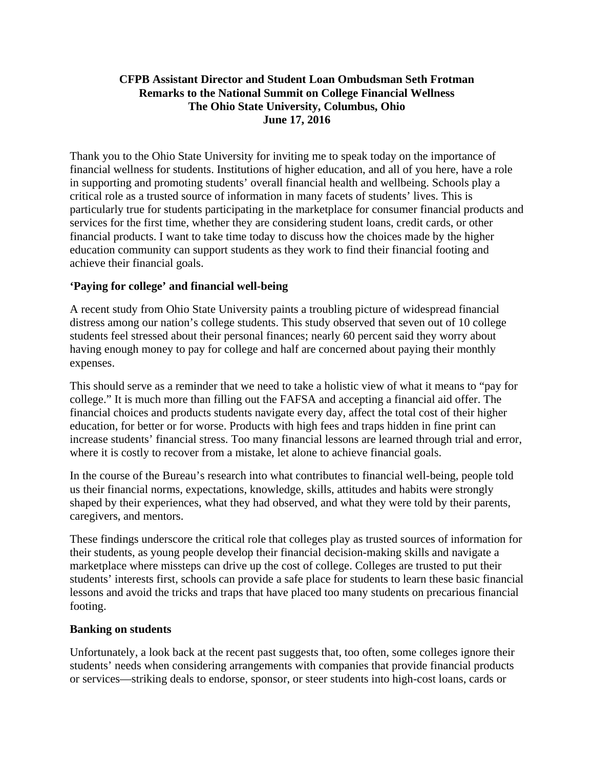**CFPB Assistant Director and Student Loan Ombudsman Seth Frotman**
**Remarks to the National Summit on College Financial Wellness**
**The Ohio State University, Columbus, Ohio**
**June 17, 2016**

Thank you to the Ohio State University for inviting me to speak today on the importance of financial wellness for students. Institutions of higher education, and all of you here, have a role in supporting and promoting students' overall financial health and wellbeing. Schools play a critical role as a trusted source of information in many facets of students' lives. This is particularly true for students participating in the marketplace for consumer financial products and services for the first time, whether they are considering student loans, credit cards, or other financial products. I want to take time today to discuss how the choices made by the higher education community can support students as they work to find their financial footing and achieve their financial goals.

**'Paying for college' and financial well-being**

A recent study from Ohio State University paints a troubling picture of widespread financial distress among our nation's college students. This study observed that seven out of 10 college students feel stressed about their personal finances; nearly 60 percent said they worry about having enough money to pay for college and half are concerned about paying their monthly expenses.

This should serve as a reminder that we need to take a holistic view of what it means to "pay for college." It is much more than filling out the FAFSA and accepting a financial aid offer. The financial choices and products students navigate every day, affect the total cost of their higher education, for better or for worse. Products with high fees and traps hidden in fine print can increase students' financial stress. Too many financial lessons are learned through trial and error, where it is costly to recover from a mistake, let alone to achieve financial goals.

In the course of the Bureau's research into what contributes to financial well-being, people told us their financial norms, expectations, knowledge, skills, attitudes and habits were strongly shaped by their experiences, what they had observed, and what they were told by their parents, caregivers, and mentors.

These findings underscore the critical role that colleges play as trusted sources of information for their students, as young people develop their financial decision-making skills and navigate a marketplace where missteps can drive up the cost of college. Colleges are trusted to put their students' interests first, schools can provide a safe place for students to learn these basic financial lessons and avoid the tricks and traps that have placed too many students on precarious financial footing.

**Banking on students**

Unfortunately, a look back at the recent past suggests that, too often, some colleges ignore their students' needs when considering arrangements with companies that provide financial products or services—striking deals to endorse, sponsor, or steer students into high-cost loans, cards or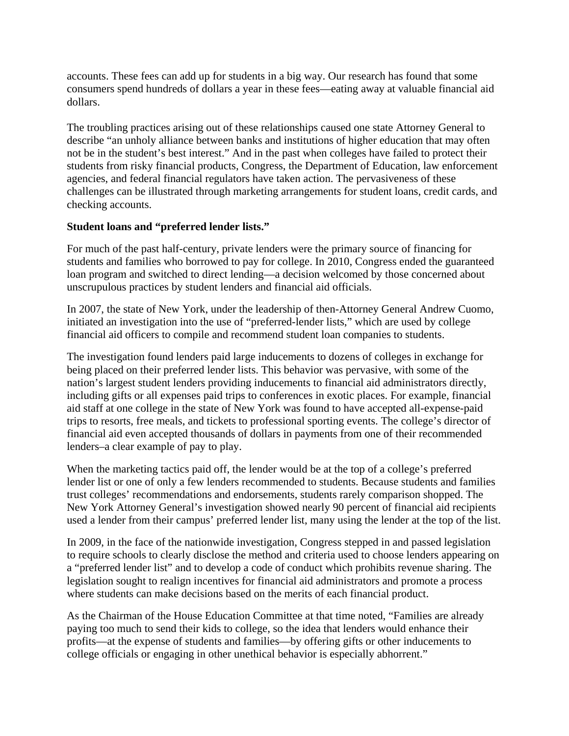accounts. These fees can add up for students in a big way. Our research has found that some consumers spend hundreds of dollars a year in these fees—eating away at valuable financial aid dollars.

The troubling practices arising out of these relationships caused one state Attorney General to describe "an unholy alliance between banks and institutions of higher education that may often not be in the student's best interest." And in the past when colleges have failed to protect their students from risky financial products, Congress, the Department of Education, law enforcement agencies, and federal financial regulators have taken action. The pervasiveness of these challenges can be illustrated through marketing arrangements for student loans, credit cards, and checking accounts.

**Student loans and "preferred lender lists."**

For much of the past half-century, private lenders were the primary source of financing for students and families who borrowed to pay for college. In 2010, Congress ended the guaranteed loan program and switched to direct lending—a decision welcomed by those concerned about unscrupulous practices by student lenders and financial aid officials.

In 2007, the state of New York, under the leadership of then-Attorney General Andrew Cuomo, initiated an investigation into the use of "preferred-lender lists," which are used by college financial aid officers to compile and recommend student loan companies to students.

The investigation found lenders paid large inducements to dozens of colleges in exchange for being placed on their preferred lender lists. This behavior was pervasive, with some of the nation's largest student lenders providing inducements to financial aid administrators directly, including gifts or all expenses paid trips to conferences in exotic places. For example, financial aid staff at one college in the state of New York was found to have accepted all-expense-paid trips to resorts, free meals, and tickets to professional sporting events. The college's director of financial aid even accepted thousands of dollars in payments from one of their recommended lenders–a clear example of pay to play.

When the marketing tactics paid off, the lender would be at the top of a college's preferred lender list or one of only a few lenders recommended to students. Because students and families trust colleges' recommendations and endorsements, students rarely comparison shopped. The New York Attorney General's investigation showed nearly 90 percent of financial aid recipients used a lender from their campus' preferred lender list, many using the lender at the top of the list.

In 2009, in the face of the nationwide investigation, Congress stepped in and passed legislation to require schools to clearly disclose the method and criteria used to choose lenders appearing on a "preferred lender list" and to develop a code of conduct which prohibits revenue sharing. The legislation sought to realign incentives for financial aid administrators and promote a process where students can make decisions based on the merits of each financial product.

As the Chairman of the House Education Committee at that time noted, "Families are already paying too much to send their kids to college, so the idea that lenders would enhance their profits—at the expense of students and families—by offering gifts or other inducements to college officials or engaging in other unethical behavior is especially abhorrent."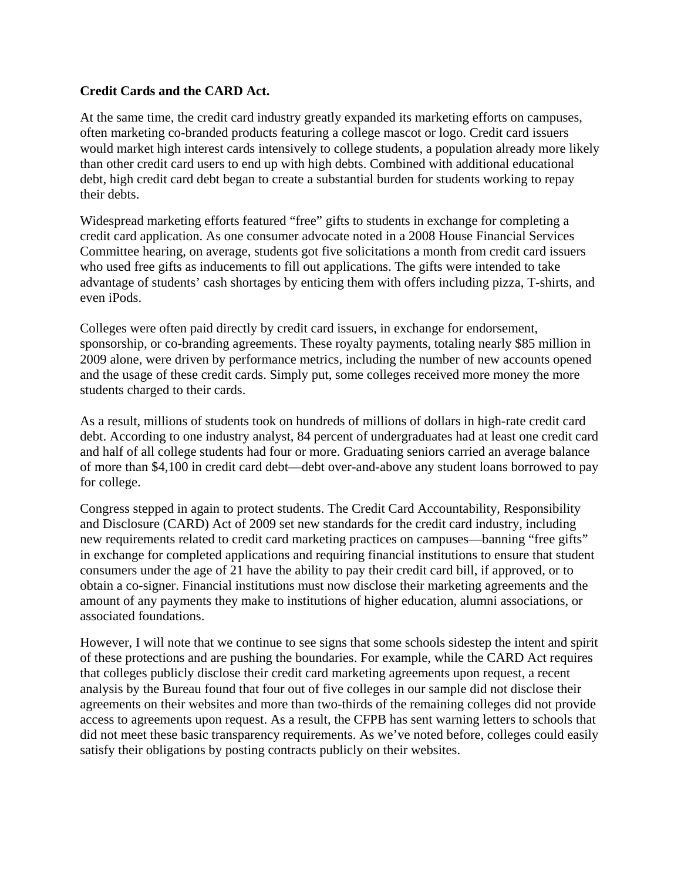**Credit Cards and the CARD Act.**

At the same time, the credit card industry greatly expanded its marketing efforts on campuses, often marketing co-branded products featuring a college mascot or logo. Credit card issuers would market high interest cards intensively to college students, a population already more likely than other credit card users to end up with high debts. Combined with additional educational debt, high credit card debt began to create a substantial burden for students working to repay their debts.

Widespread marketing efforts featured "free" gifts to students in exchange for completing a credit card application. As one consumer advocate noted in a 2008 House Financial Services Committee hearing, on average, students got five solicitations a month from credit card issuers who used free gifts as inducements to fill out applications. The gifts were intended to take advantage of students' cash shortages by enticing them with offers including pizza, T-shirts, and even iPods.

Colleges were often paid directly by credit card issuers, in exchange for endorsement, sponsorship, or co-branding agreements. These royalty payments, totaling nearly $85 million in 2009 alone, were driven by performance metrics, including the number of new accounts opened and the usage of these credit cards. Simply put, some colleges received more money the more students charged to their cards.

As a result, millions of students took on hundreds of millions of dollars in high-rate credit card debt. According to one industry analyst, 84 percent of undergraduates had at least one credit card and half of all college students had four or more. Graduating seniors carried an average balance of more than $4,100 in credit card debt—debt over-and-above any student loans borrowed to pay for college.

Congress stepped in again to protect students. The Credit Card Accountability, Responsibility and Disclosure (CARD) Act of 2009 set new standards for the credit card industry, including new requirements related to credit card marketing practices on campuses—banning "free gifts" in exchange for completed applications and requiring financial institutions to ensure that student consumers under the age of 21 have the ability to pay their credit card bill, if approved, or to obtain a co-signer. Financial institutions must now disclose their marketing agreements and the amount of any payments they make to institutions of higher education, alumni associations, or associated foundations.

However, I will note that we continue to see signs that some schools sidestep the intent and spirit of these protections and are pushing the boundaries. For example, while the CARD Act requires that colleges publicly disclose their credit card marketing agreements upon request, a recent analysis by the Bureau found that four out of five colleges in our sample did not disclose their agreements on their websites and more than two-thirds of the remaining colleges did not provide access to agreements upon request. As a result, the CFPB has sent warning letters to schools that did not meet these basic transparency requirements. As we've noted before, colleges could easily satisfy their obligations by posting contracts publicly on their websites.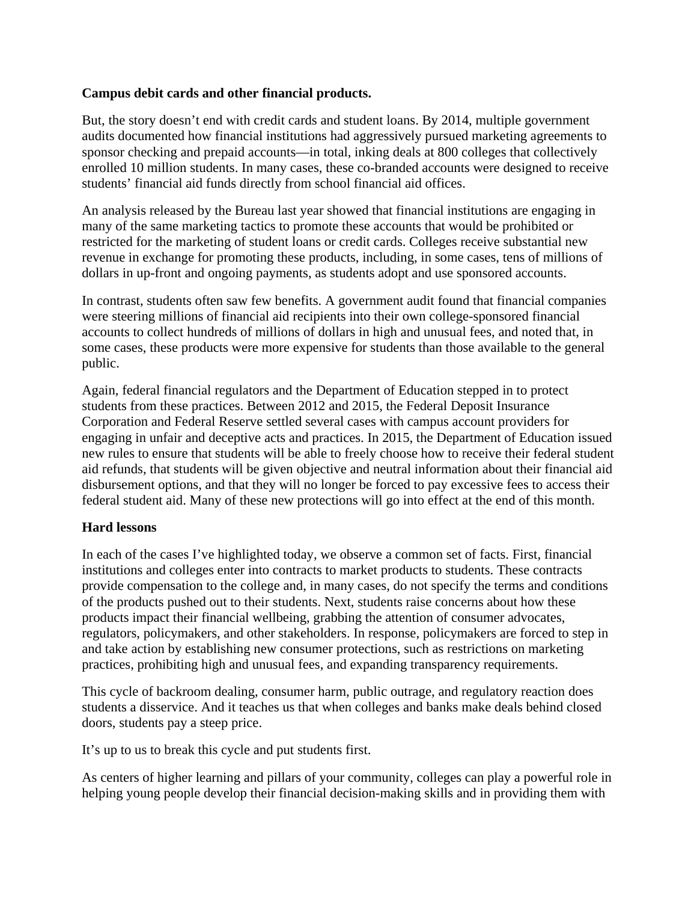**Campus debit cards and other financial products.**

But, the story doesn't end with credit cards and student loans. By 2014, multiple government audits documented how financial institutions had aggressively pursued marketing agreements to sponsor checking and prepaid accounts—in total, inking deals at 800 colleges that collectively enrolled 10 million students. In many cases, these co-branded accounts were designed to receive students' financial aid funds directly from school financial aid offices.

An analysis released by the Bureau last year showed that financial institutions are engaging in many of the same marketing tactics to promote these accounts that would be prohibited or restricted for the marketing of student loans or credit cards. Colleges receive substantial new revenue in exchange for promoting these products, including, in some cases, tens of millions of dollars in up-front and ongoing payments, as students adopt and use sponsored accounts.

In contrast, students often saw few benefits. A government audit found that financial companies were steering millions of financial aid recipients into their own college-sponsored financial accounts to collect hundreds of millions of dollars in high and unusual fees, and noted that, in some cases, these products were more expensive for students than those available to the general public.

Again, federal financial regulators and the Department of Education stepped in to protect students from these practices. Between 2012 and 2015, the Federal Deposit Insurance Corporation and Federal Reserve settled several cases with campus account providers for engaging in unfair and deceptive acts and practices. In 2015, the Department of Education issued new rules to ensure that students will be able to freely choose how to receive their federal student aid refunds, that students will be given objective and neutral information about their financial aid disbursement options, and that they will no longer be forced to pay excessive fees to access their federal student aid. Many of these new protections will go into effect at the end of this month.

**Hard lessons**

In each of the cases I've highlighted today, we observe a common set of facts. First, financial institutions and colleges enter into contracts to market products to students. These contracts provide compensation to the college and, in many cases, do not specify the terms and conditions of the products pushed out to their students. Next, students raise concerns about how these products impact their financial wellbeing, grabbing the attention of consumer advocates, regulators, policymakers, and other stakeholders. In response, policymakers are forced to step in and take action by establishing new consumer protections, such as restrictions on marketing practices, prohibiting high and unusual fees, and expanding transparency requirements.

This cycle of backroom dealing, consumer harm, public outrage, and regulatory reaction does students a disservice. And it teaches us that when colleges and banks make deals behind closed doors, students pay a steep price.

It's up to us to break this cycle and put students first.

As centers of higher learning and pillars of your community, colleges can play a powerful role in helping young people develop their financial decision-making skills and in providing them with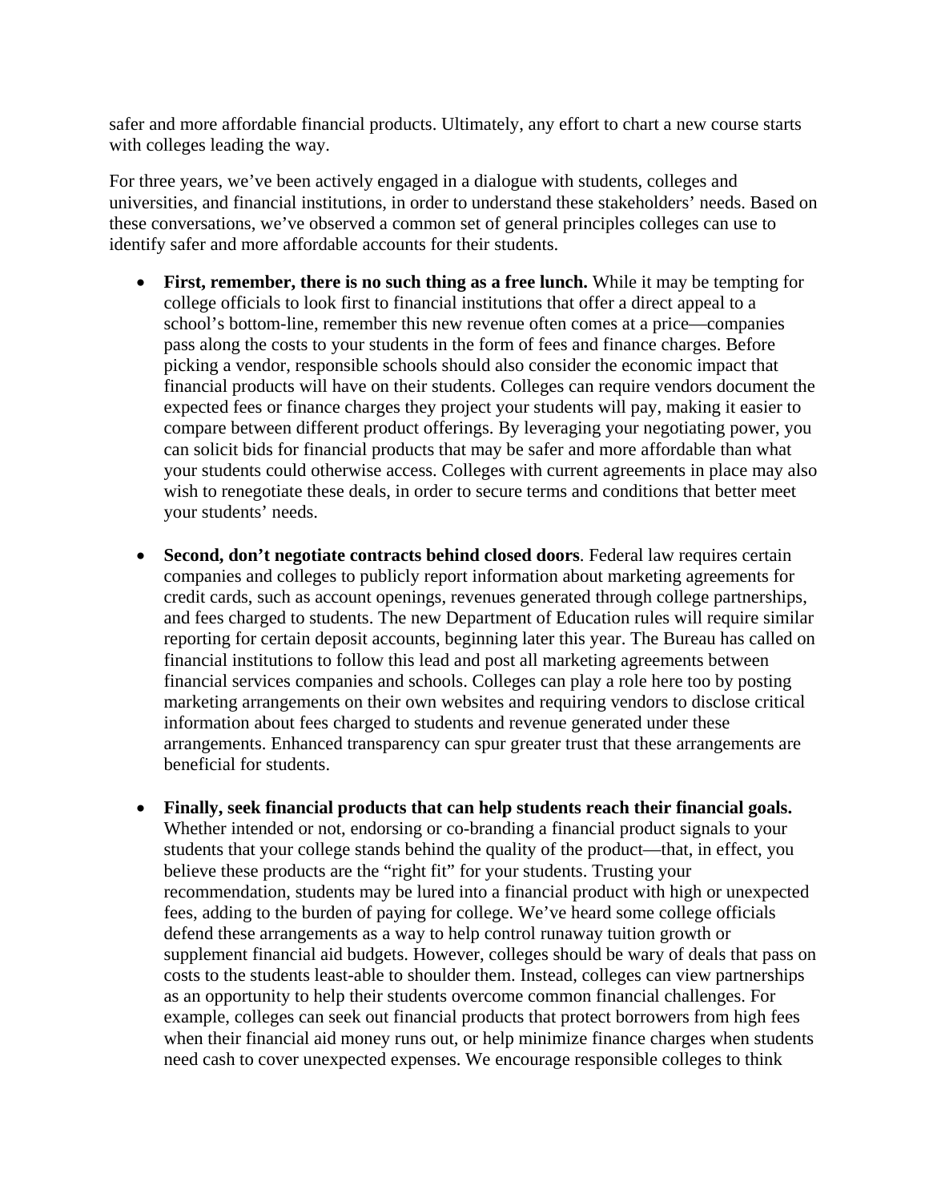safer and more affordable financial products. Ultimately, any effort to chart a new course starts with colleges leading the way.

For three years, we've been actively engaged in a dialogue with students, colleges and universities, and financial institutions, in order to understand these stakeholders' needs. Based on these conversations, we've observed a common set of general principles colleges can use to identify safer and more affordable accounts for their students.

- **First, remember, there is no such thing as a free lunch.** While it may be tempting for college officials to look first to financial institutions that offer a direct appeal to a school's bottom-line, remember this new revenue often comes at a price—companies pass along the costs to your students in the form of fees and finance charges. Before picking a vendor, responsible schools should also consider the economic impact that financial products will have on their students. Colleges can require vendors document the expected fees or finance charges they project your students will pay, making it easier to compare between different product offerings. By leveraging your negotiating power, you can solicit bids for financial products that may be safer and more affordable than what your students could otherwise access. Colleges with current agreements in place may also wish to renegotiate these deals, in order to secure terms and conditions that better meet your students' needs.

- **Second, don't negotiate contracts behind closed doors**. Federal law requires certain companies and colleges to publicly report information about marketing agreements for credit cards, such as account openings, revenues generated through college partnerships, and fees charged to students. The new Department of Education rules will require similar reporting for certain deposit accounts, beginning later this year. The Bureau has called on financial institutions to follow this lead and post all marketing agreements between financial services companies and schools. Colleges can play a role here too by posting marketing arrangements on their own websites and requiring vendors to disclose critical information about fees charged to students and revenue generated under these arrangements. Enhanced transparency can spur greater trust that these arrangements are beneficial for students.

- **Finally, seek financial products that can help students reach their financial goals.** Whether intended or not, endorsing or co-branding a financial product signals to your students that your college stands behind the quality of the product—that, in effect, you believe these products are the "right fit" for your students. Trusting your recommendation, students may be lured into a financial product with high or unexpected fees, adding to the burden of paying for college. We've heard some college officials defend these arrangements as a way to help control runaway tuition growth or supplement financial aid budgets. However, colleges should be wary of deals that pass on costs to the students least-able to shoulder them. Instead, colleges can view partnerships as an opportunity to help their students overcome common financial challenges. For example, colleges can seek out financial products that protect borrowers from high fees when their financial aid money runs out, or help minimize finance charges when students need cash to cover unexpected expenses. We encourage responsible colleges to think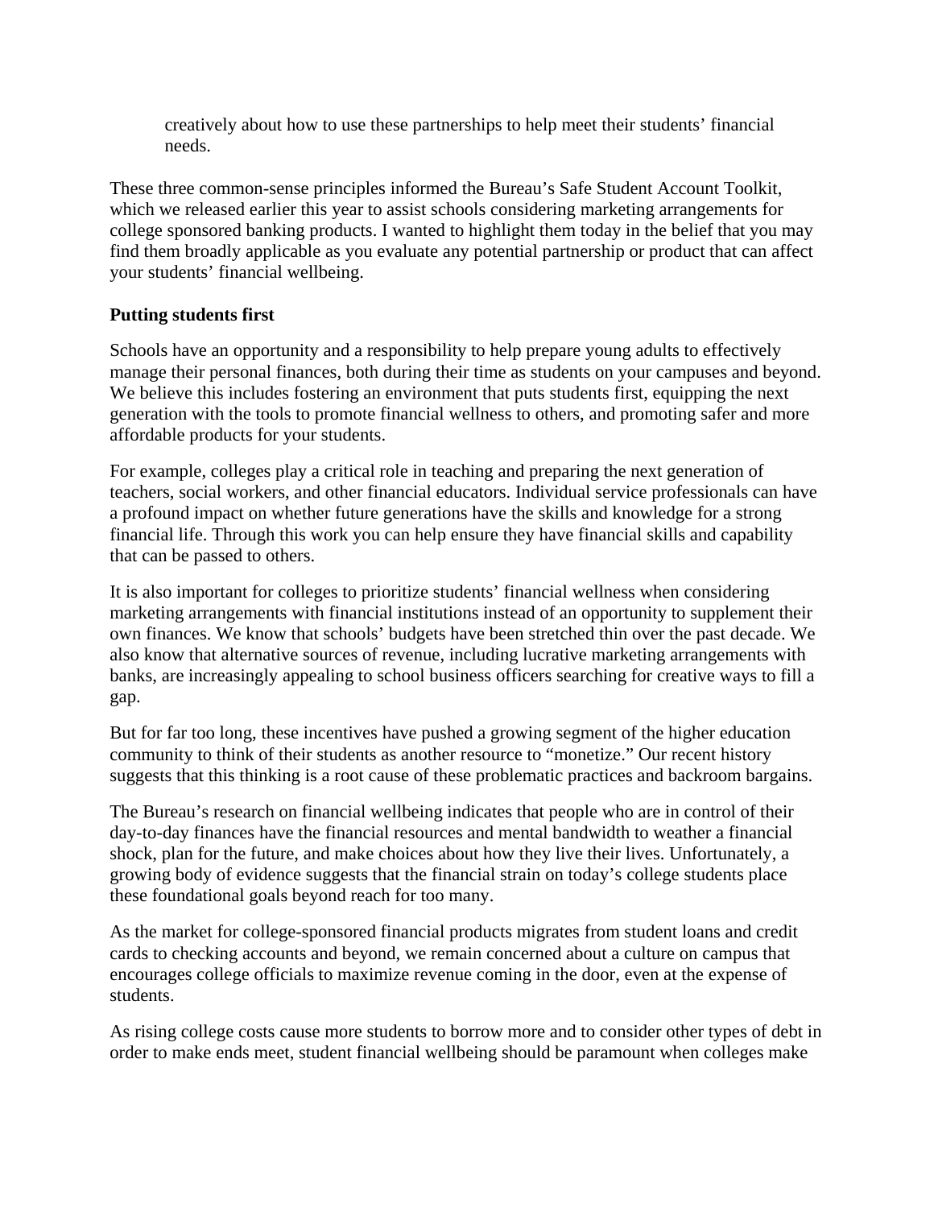creatively about how to use these partnerships to help meet their students' financial needs.

These three common-sense principles informed the Bureau's Safe Student Account Toolkit, which we released earlier this year to assist schools considering marketing arrangements for college sponsored banking products. I wanted to highlight them today in the belief that you may find them broadly applicable as you evaluate any potential partnership or product that can affect your students' financial wellbeing.

**Putting students first**

Schools have an opportunity and a responsibility to help prepare young adults to effectively manage their personal finances, both during their time as students on your campuses and beyond. We believe this includes fostering an environment that puts students first, equipping the next generation with the tools to promote financial wellness to others, and promoting safer and more affordable products for your students.

For example, colleges play a critical role in teaching and preparing the next generation of teachers, social workers, and other financial educators. Individual service professionals can have a profound impact on whether future generations have the skills and knowledge for a strong financial life. Through this work you can help ensure they have financial skills and capability that can be passed to others.

It is also important for colleges to prioritize students' financial wellness when considering marketing arrangements with financial institutions instead of an opportunity to supplement their own finances. We know that schools' budgets have been stretched thin over the past decade. We also know that alternative sources of revenue, including lucrative marketing arrangements with banks, are increasingly appealing to school business officers searching for creative ways to fill a gap.

But for far too long, these incentives have pushed a growing segment of the higher education community to think of their students as another resource to "monetize." Our recent history suggests that this thinking is a root cause of these problematic practices and backroom bargains.

The Bureau's research on financial wellbeing indicates that people who are in control of their day-to-day finances have the financial resources and mental bandwidth to weather a financial shock, plan for the future, and make choices about how they live their lives. Unfortunately, a growing body of evidence suggests that the financial strain on today's college students place these foundational goals beyond reach for too many.

As the market for college-sponsored financial products migrates from student loans and credit cards to checking accounts and beyond, we remain concerned about a culture on campus that encourages college officials to maximize revenue coming in the door, even at the expense of students.

As rising college costs cause more students to borrow more and to consider other types of debt in order to make ends meet, student financial wellbeing should be paramount when colleges make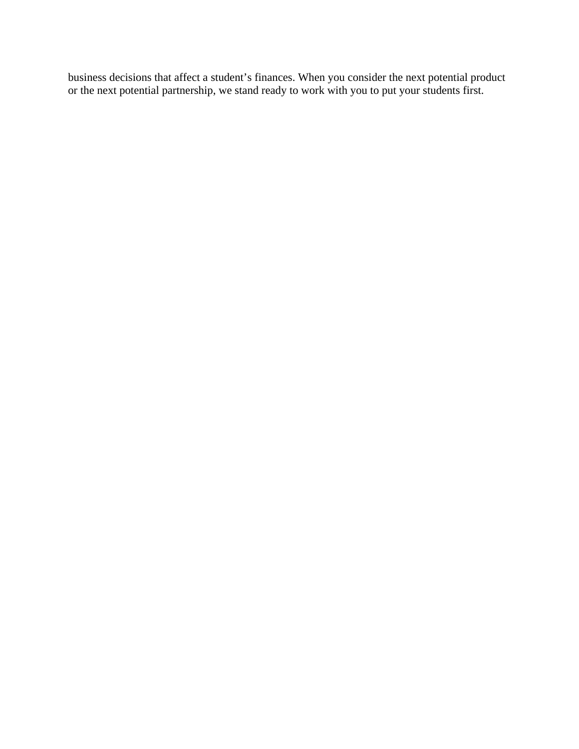business decisions that affect a student’s finances. When you consider the next potential product or the next potential partnership, we stand ready to work with you to put your students first.